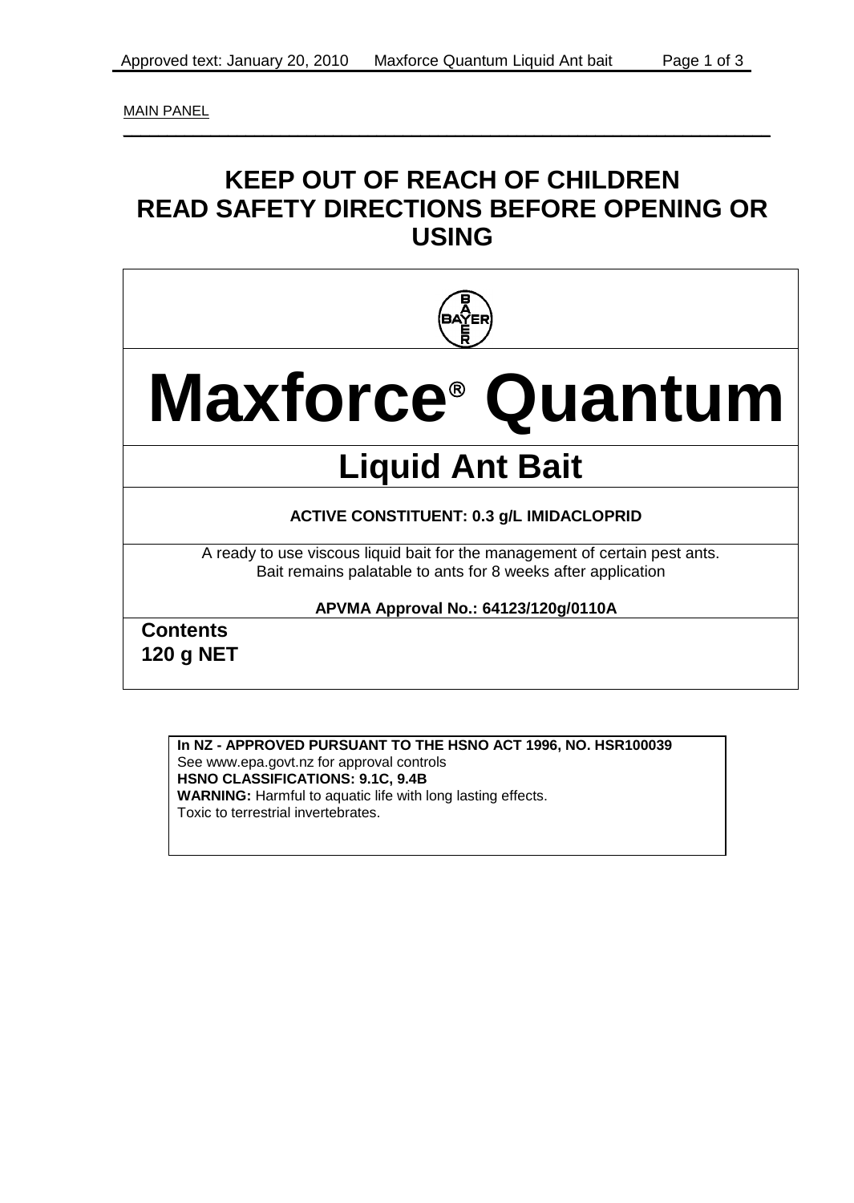MAIN PANEL

# KEEP OUT OF REACH OF CHILDREN
# READ SAFETY DIRECTIONS BEFORE OPENING OR USING

BAYER

# Maxforce® Quantum

## Liquid Ant Bait

**ACTIVE CONSTITUENT: 0.3 g/L IMIDACLOPRID**

A ready to use viscous liquid bait for the management of certain pest ants.
Bait remains palatable to ants for 8 weeks after application

**APVMA Approval No.: 64123/120g/0110A**

**Contents**
**120 g NET**

**In NZ - APPROVED PURSUANT TO THE HSNO ACT 1996, NO. HSR100039**
See www.epa.govt.nz for approval controls
**HSNO CLASSIFICATIONS: 9.1C, 9.4B**
**WARNING:** Harmful to aquatic life with long lasting effects.
Toxic to terrestrial invertebrates.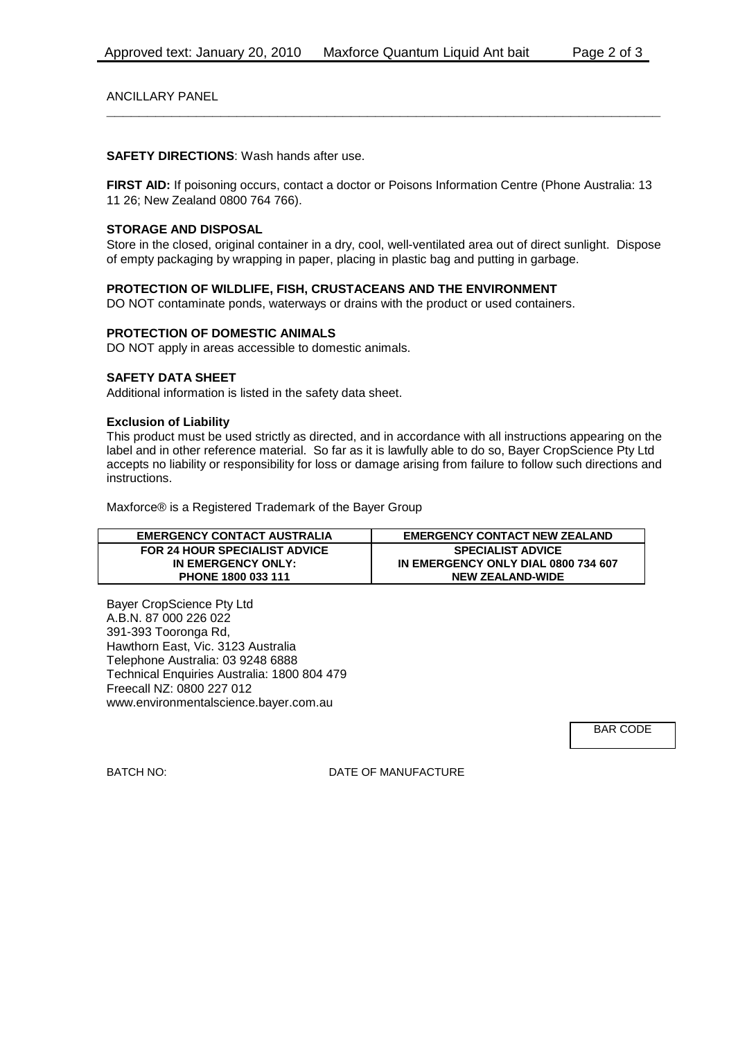ANCILLARY PANEL

**SAFETY DIRECTIONS**: Wash hands after use.

**FIRST AID:** If poisoning occurs, contact a doctor or Poisons Information Centre (Phone Australia: 13 11 26; New Zealand 0800 764 766).

**STORAGE AND DISPOSAL**

Store in the closed, original container in a dry, cool, well-ventilated area out of direct sunlight. Dispose of empty packaging by wrapping in paper, placing in plastic bag and putting in garbage.

**PROTECTION OF WILDLIFE, FISH, CRUSTACEANS AND THE ENVIRONMENT**

DO NOT contaminate ponds, waterways or drains with the product or used containers.

**PROTECTION OF DOMESTIC ANIMALS**

DO NOT apply in areas accessible to domestic animals.

**SAFETY DATA SHEET**

Additional information is listed in the safety data sheet.

**Exclusion of Liability**

This product must be used strictly as directed, and in accordance with all instructions appearing on the label and in other reference material. So far as it is lawfully able to do so, Bayer CropScience Pty Ltd accepts no liability or responsibility for loss or damage arising from failure to follow such directions and instructions.

Maxforce® is a Registered Trademark of the Bayer Group

| EMERGENCY CONTACT AUSTRALIA | EMERGENCY CONTACT NEW ZEALAND |
|---|---|
| **FOR 24 HOUR SPECIALIST ADVICE IN EMERGENCY ONLY: PHONE 1800 033 111** | **SPECIALIST ADVICE IN EMERGENCY ONLY DIAL 0800 734 607 NEW ZEALAND-WIDE** |

Bayer CropScience Pty Ltd
A.B.N. 87 000 226 022
391-393 Tooronga Rd,
Hawthorn East, Vic. 3123 Australia
Telephone Australia: 03 9248 6888
Technical Enquiries Australia: 1800 804 479
Freecall NZ: 0800 227 012
www.environmentalscience.bayer.com.au

BAR CODE

BATCH NO: DATE OF MANUFACTURE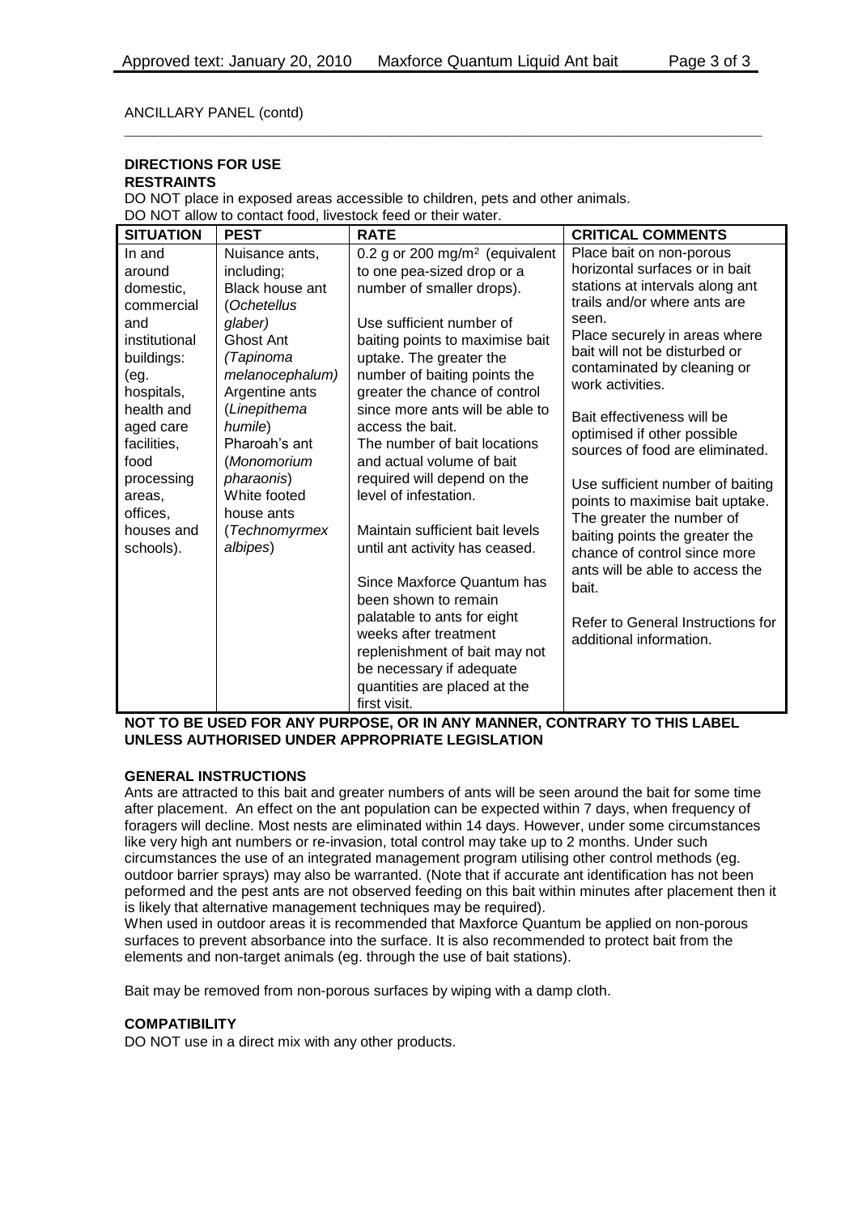ANCILLARY PANEL (contd)

## DIRECTIONS FOR USE

**RESTRAINTS**

DO NOT place in exposed areas accessible to children, pets and other animals.
DO NOT allow to contact food, livestock feed or their water.

| SITUATION | PEST | RATE | CRITICAL COMMENTS |
|---|---|---|---|
| In and around domestic, commercial and institutional buildings: (eg. hospitals, health and aged care facilities, food processing areas, offices, houses and schools). | Nuisance ants, including; Black house ant (*Ochetellus glaber*) Ghost Ant (*Tapinoma melanocephalum*) Argentine ants (*Linepithema humile*) Pharoah's ant (*Monomorium pharaonis*) White footed house ants (*Technomyrmex albipes*) | 0.2 g or 200 mg/m$^2$ (equivalent to one pea-sized drop or a number of smaller drops).<br><br>Use sufficient number of baiting points to maximise bait uptake. The greater the number of baiting points the greater the chance of control since more ants will be able to access the bait. The number of bait locations and actual volume of bait required will depend on the level of infestation.<br><br>Maintain sufficient bait levels until ant activity has ceased.<br><br>Since Maxforce Quantum has been shown to remain palatable to ants for eight weeks after treatment replenishment of bait may not be necessary if adequate quantities are placed at the first visit. | Place bait on non-porous horizontal surfaces or in bait stations at intervals along ant trails and/or where ants are seen.<br>Place securely in areas where bait will not be disturbed or contaminated by cleaning or work activities.<br><br>Bait effectiveness will be optimised if other possible sources of food are eliminated.<br><br>Use sufficient number of baiting points to maximise bait uptake. The greater the number of baiting points the greater the chance of control since more ants will be able to access the bait.<br><br>Refer to General Instructions for additional information. |

**NOT TO BE USED FOR ANY PURPOSE, OR IN ANY MANNER, CONTRARY TO THIS LABEL UNLESS AUTHORISED UNDER APPROPRIATE LEGISLATION**

### GENERAL INSTRUCTIONS

Ants are attracted to this bait and greater numbers of ants will be seen around the bait for some time after placement. An effect on the ant population can be expected within 7 days, when frequency of foragers will decline. Most nests are eliminated within 14 days. However, under some circumstances like very high ant numbers or re-invasion, total control may take up to 2 months. Under such circumstances the use of an integrated management program utilising other control methods (eg. outdoor barrier sprays) may also be warranted. (Note that if accurate ant identification has not been peformed and the pest ants are not observed feeding on this bait within minutes after placement then it is likely that alternative management techniques may be required).

When used in outdoor areas it is recommended that Maxforce Quantum be applied on non-porous surfaces to prevent absorbance into the surface. It is also recommended to protect bait from the elements and non-target animals (eg. through the use of bait stations).

Bait may be removed from non-porous surfaces by wiping with a damp cloth.

### COMPATIBILITY

DO NOT use in a direct mix with any other products.